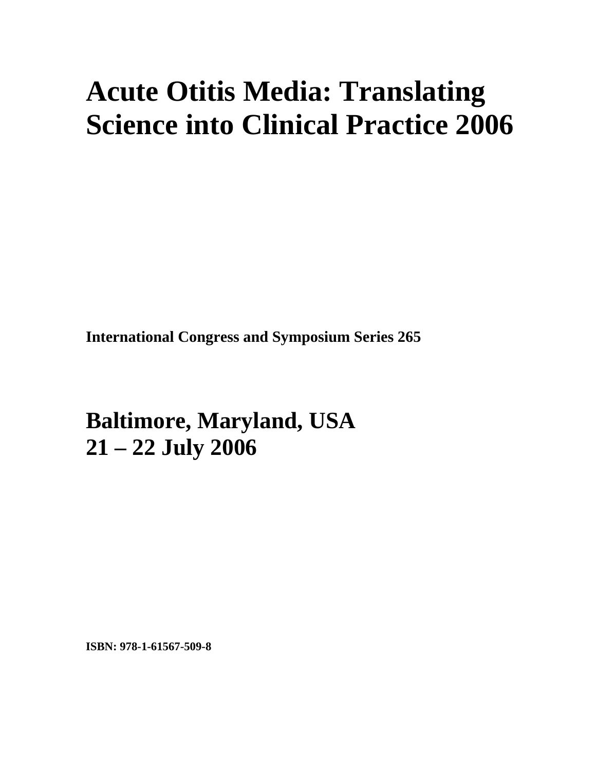# Acute Otitis Media: Translating Science into Clinical Practice 2006

**International Congress and Symposium Series 265**

## Baltimore, Maryland, USA
## 21 – 22 July 2006

**ISBN: 978-1-61567-509-8**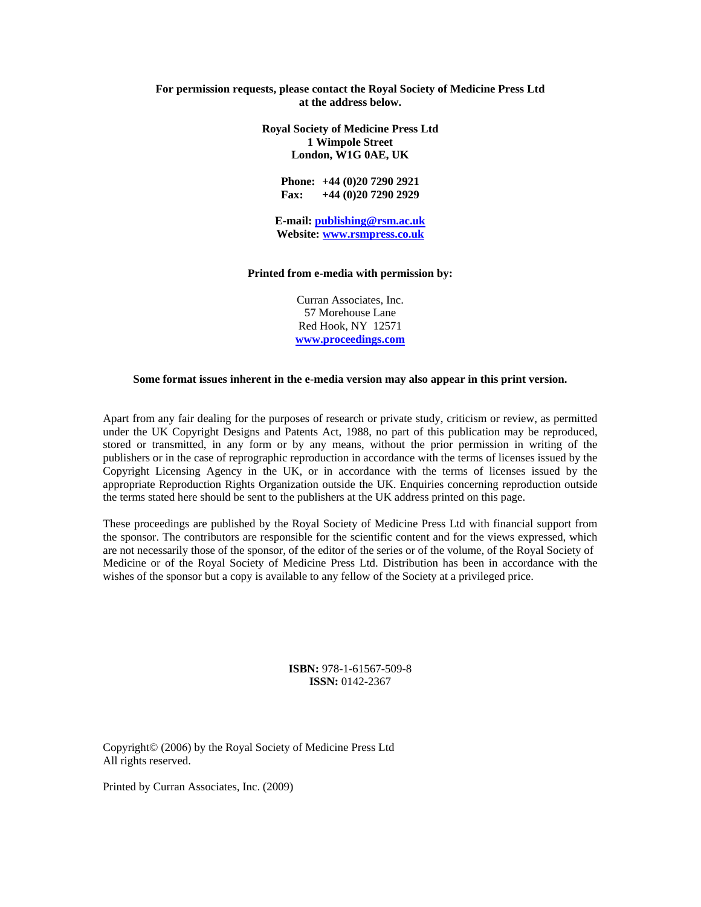**For permission requests, please contact the Royal Society of Medicine Press Ltd at the address below.**

**Royal Society of Medicine Press Ltd**
**1 Wimpole Street**
**London, W1G 0AE, UK**

**Phone: +44 (0)20 7290 2921**
**Fax: +44 (0)20 7290 2929**

**E-mail: publishing@rsm.ac.uk**
**Website: www.rsmpress.co.uk**

**Printed from e-media with permission by:**

Curran Associates, Inc.
57 Morehouse Lane
Red Hook, NY 12571
**www.proceedings.com**

**Some format issues inherent in the e-media version may also appear in this print version.**

Apart from any fair dealing for the purposes of research or private study, criticism or review, as permitted under the UK Copyright Designs and Patents Act, 1988, no part of this publication may be reproduced, stored or transmitted, in any form or by any means, without the prior permission in writing of the publishers or in the case of reprographic reproduction in accordance with the terms of licenses issued by the Copyright Licensing Agency in the UK, or in accordance with the terms of licenses issued by the appropriate Reproduction Rights Organization outside the UK. Enquiries concerning reproduction outside the terms stated here should be sent to the publishers at the UK address printed on this page.

These proceedings are published by the Royal Society of Medicine Press Ltd with financial support from the sponsor. The contributors are responsible for the scientific content and for the views expressed, which are not necessarily those of the sponsor, of the editor of the series or of the volume, of the Royal Society of Medicine or of the Royal Society of Medicine Press Ltd. Distribution has been in accordance with the wishes of the sponsor but a copy is available to any fellow of the Society at a privileged price.

**ISBN:** 978-1-61567-509-8
**ISSN:** 0142-2367

Copyright© (2006) by the Royal Society of Medicine Press Ltd
All rights reserved.

Printed by Curran Associates, Inc. (2009)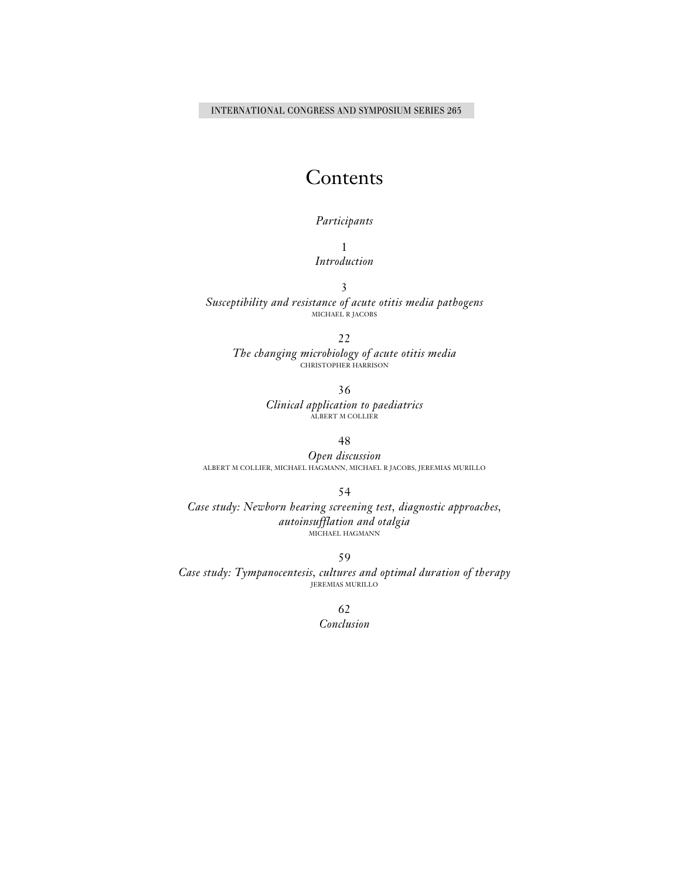INTERNATIONAL CONGRESS AND SYMPOSIUM SERIES 265

# Contents

*Participants*

1
*Introduction*

3
*Susceptibility and resistance of acute otitis media pathogens*
MICHAEL R JACOBS

22
*The changing microbiology of acute otitis media*
CHRISTOPHER HARRISON

36
*Clinical application to paediatrics*
ALBERT M COLLIER

48
*Open discussion*
ALBERT M COLLIER, MICHAEL HAGMANN, MICHAEL R JACOBS, JEREMIAS MURILLO

54
*Case study: Newborn hearing screening test, diagnostic approaches, autoinsufflation and otalgia*
MICHAEL HAGMANN

59
*Case study: Tympanocentesis, cultures and optimal duration of therapy*
JEREMIAS MURILLO

62
*Conclusion*